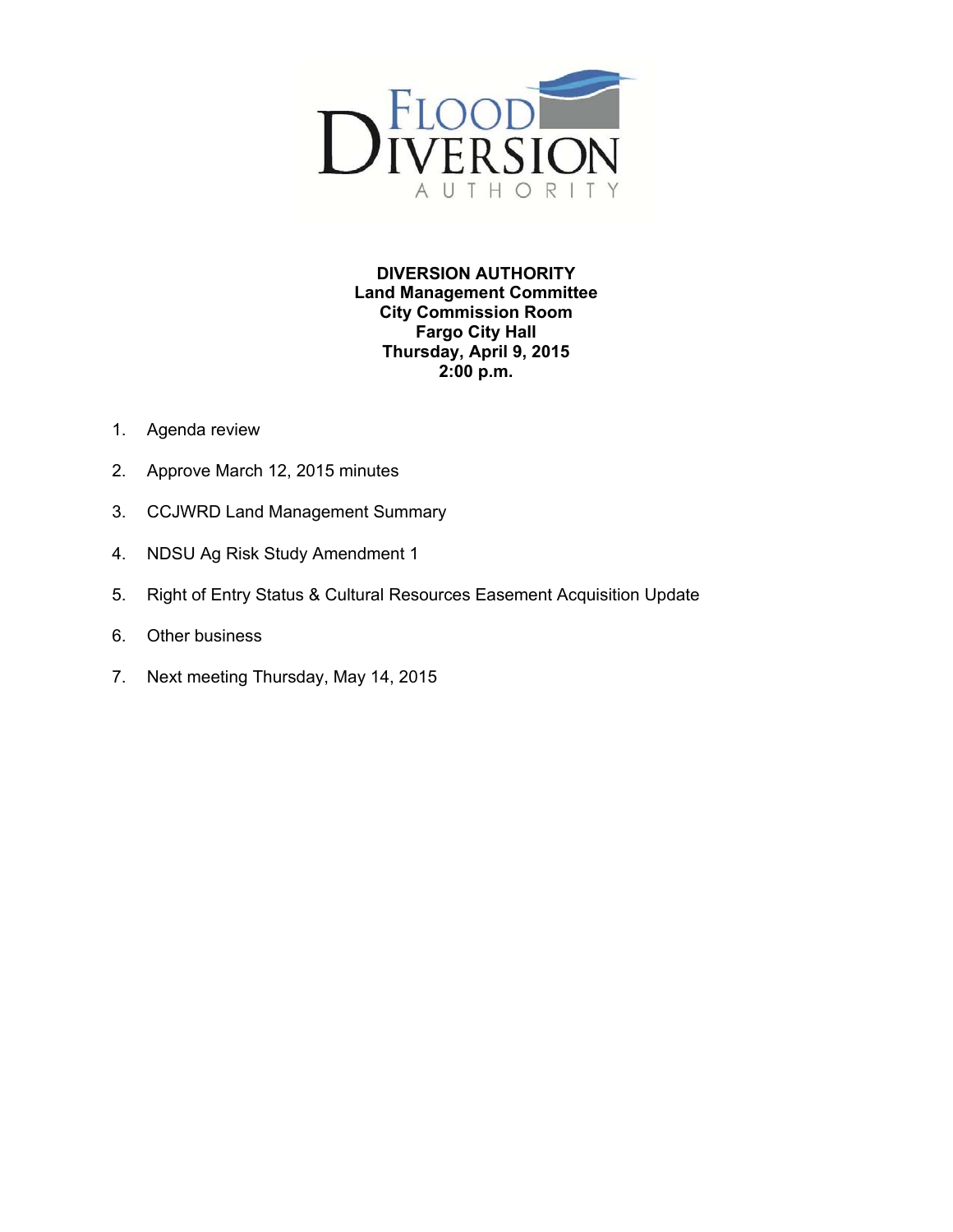**DIVERSION AUTHORITY**
**Land Management Committee**
**City Commission Room**
**Fargo City Hall**
**Thursday, April 9, 2015**
**2:00 p.m.**

1. Agenda review
2. Approve March 12, 2015 minutes
3. CCJWRD Land Management Summary
4. NDSU Ag Risk Study Amendment 1
5. Right of Entry Status & Cultural Resources Easement Acquisition Update
6. Other business
7. Next meeting Thursday, May 14, 2015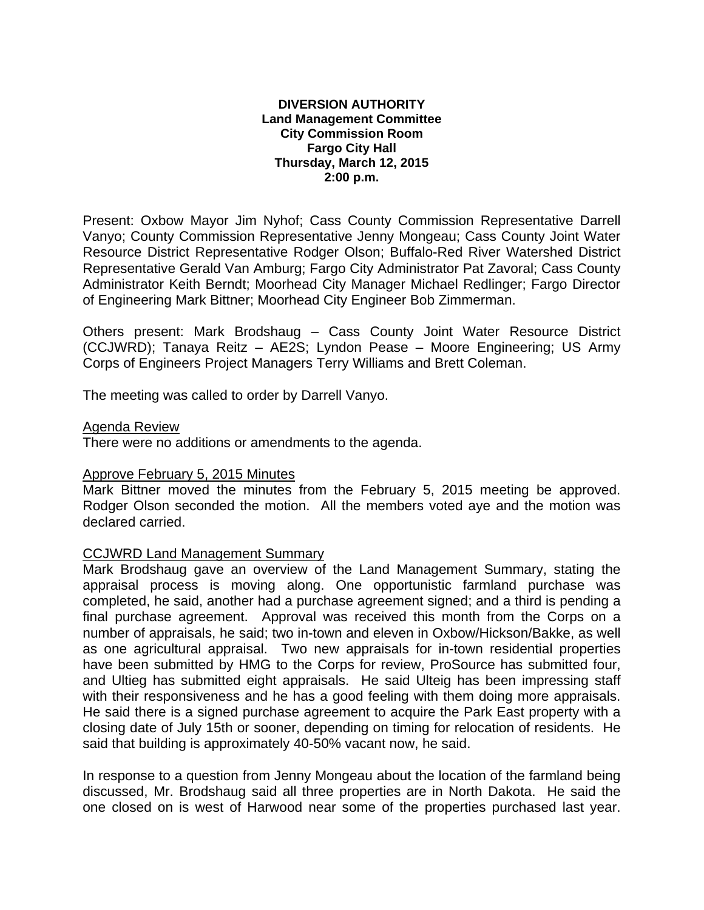**DIVERSION AUTHORITY**
**Land Management Committee**
**City Commission Room**
**Fargo City Hall**
**Thursday, March 12, 2015**
**2:00 p.m.**

Present: Oxbow Mayor Jim Nyhof; Cass County Commission Representative Darrell Vanyo; County Commission Representative Jenny Mongeau; Cass County Joint Water Resource District Representative Rodger Olson; Buffalo-Red River Watershed District Representative Gerald Van Amburg; Fargo City Administrator Pat Zavoral; Cass County Administrator Keith Berndt; Moorhead City Manager Michael Redlinger; Fargo Director of Engineering Mark Bittner; Moorhead City Engineer Bob Zimmerman.

Others present: Mark Brodshaug – Cass County Joint Water Resource District (CCJWRD); Tanaya Reitz – AE2S; Lyndon Pease – Moore Engineering; US Army Corps of Engineers Project Managers Terry Williams and Brett Coleman.

The meeting was called to order by Darrell Vanyo.

Agenda Review

There were no additions or amendments to the agenda.

Approve February 5, 2015 Minutes

Mark Bittner moved the minutes from the February 5, 2015 meeting be approved. Rodger Olson seconded the motion. All the members voted aye and the motion was declared carried.

CCJWRD Land Management Summary

Mark Brodshaug gave an overview of the Land Management Summary, stating the appraisal process is moving along. One opportunistic farmland purchase was completed, he said, another had a purchase agreement signed; and a third is pending a final purchase agreement. Approval was received this month from the Corps on a number of appraisals, he said; two in-town and eleven in Oxbow/Hickson/Bakke, as well as one agricultural appraisal. Two new appraisals for in-town residential properties have been submitted by HMG to the Corps for review, ProSource has submitted four, and Ultieg has submitted eight appraisals. He said Ulteig has been impressing staff with their responsiveness and he has a good feeling with them doing more appraisals. He said there is a signed purchase agreement to acquire the Park East property with a closing date of July 15th or sooner, depending on timing for relocation of residents. He said that building is approximately 40-50% vacant now, he said.

In response to a question from Jenny Mongeau about the location of the farmland being discussed, Mr. Brodshaug said all three properties are in North Dakota. He said the one closed on is west of Harwood near some of the properties purchased last year.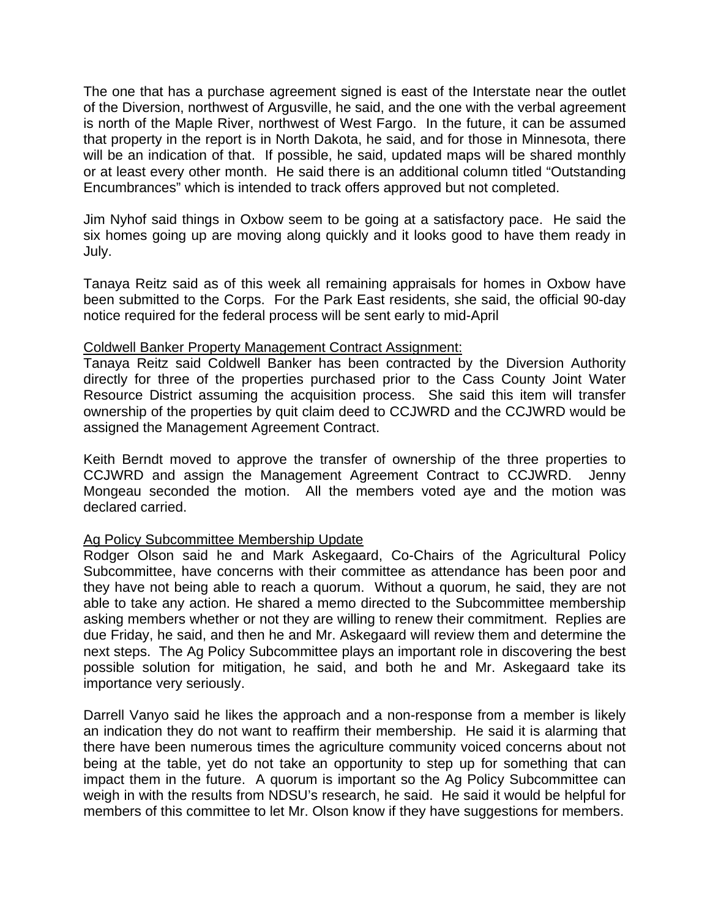The one that has a purchase agreement signed is east of the Interstate near the outlet of the Diversion, northwest of Argusville, he said, and the one with the verbal agreement is north of the Maple River, northwest of West Fargo. In the future, it can be assumed that property in the report is in North Dakota, he said, and for those in Minnesota, there will be an indication of that. If possible, he said, updated maps will be shared monthly or at least every other month. He said there is an additional column titled "Outstanding Encumbrances" which is intended to track offers approved but not completed.

Jim Nyhof said things in Oxbow seem to be going at a satisfactory pace. He said the six homes going up are moving along quickly and it looks good to have them ready in July.

Tanaya Reitz said as of this week all remaining appraisals for homes in Oxbow have been submitted to the Corps. For the Park East residents, she said, the official 90-day notice required for the federal process will be sent early to mid-April

<u>Coldwell Banker Property Management Contract Assignment:</u>
Tanaya Reitz said Coldwell Banker has been contracted by the Diversion Authority directly for three of the properties purchased prior to the Cass County Joint Water Resource District assuming the acquisition process. She said this item will transfer ownership of the properties by quit claim deed to CCJWRD and the CCJWRD would be assigned the Management Agreement Contract.

Keith Berndt moved to approve the transfer of ownership of the three properties to CCJWRD and assign the Management Agreement Contract to CCJWRD. Jenny Mongeau seconded the motion. All the members voted aye and the motion was declared carried.

<u>Ag Policy Subcommittee Membership Update</u>
Rodger Olson said he and Mark Askegaard, Co-Chairs of the Agricultural Policy Subcommittee, have concerns with their committee as attendance has been poor and they have not being able to reach a quorum. Without a quorum, he said, they are not able to take any action. He shared a memo directed to the Subcommittee membership asking members whether or not they are willing to renew their commitment. Replies are due Friday, he said, and then he and Mr. Askegaard will review them and determine the next steps. The Ag Policy Subcommittee plays an important role in discovering the best possible solution for mitigation, he said, and both he and Mr. Askegaard take its importance very seriously.

Darrell Vanyo said he likes the approach and a non-response from a member is likely an indication they do not want to reaffirm their membership. He said it is alarming that there have been numerous times the agriculture community voiced concerns about not being at the table, yet do not take an opportunity to step up for something that can impact them in the future. A quorum is important so the Ag Policy Subcommittee can weigh in with the results from NDSU's research, he said. He said it would be helpful for members of this committee to let Mr. Olson know if they have suggestions for members.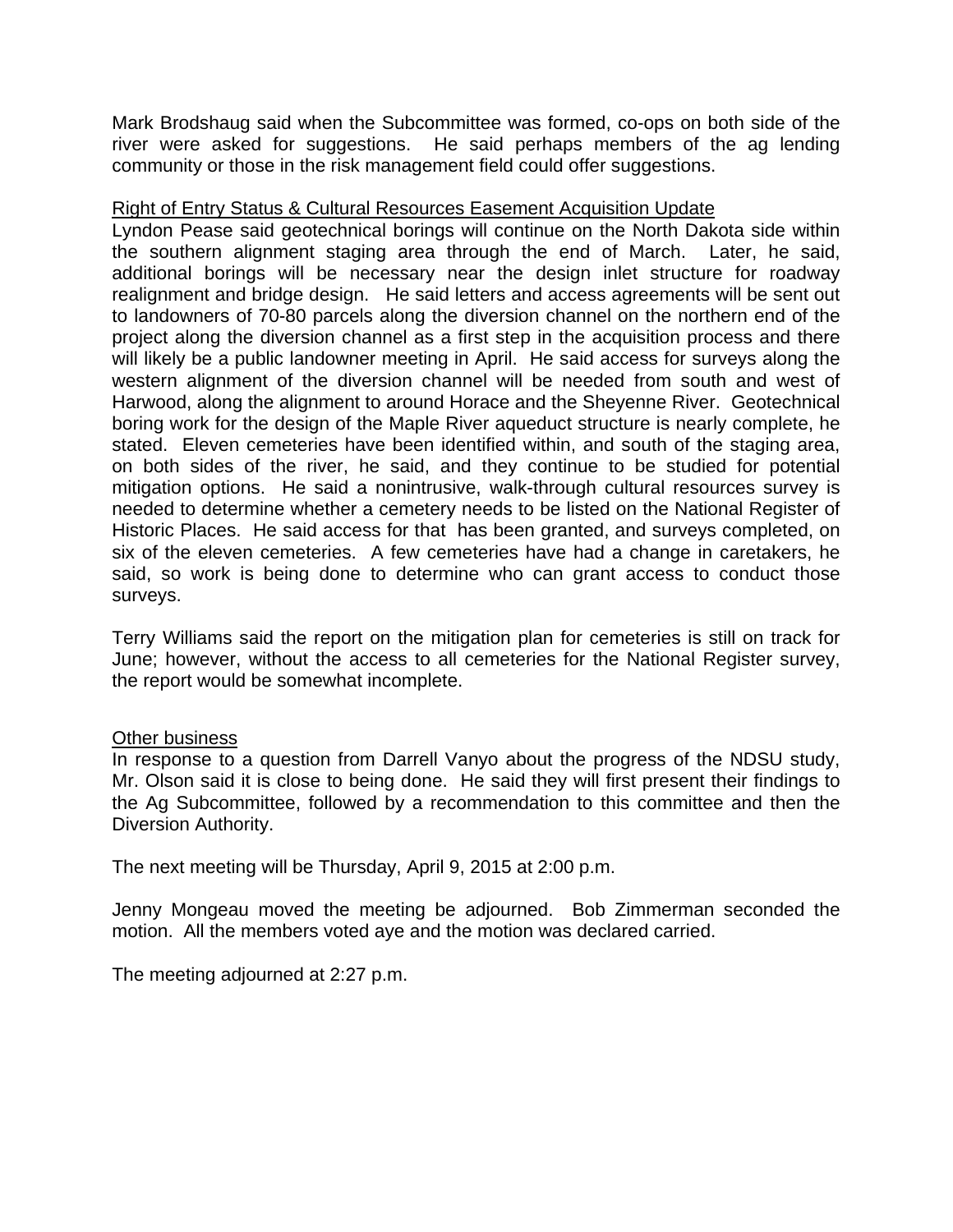Mark Brodshaug said when the Subcommittee was formed, co-ops on both side of the river were asked for suggestions. He said perhaps members of the ag lending community or those in the risk management field could offer suggestions.

Right of Entry Status & Cultural Resources Easement Acquisition Update

Lyndon Pease said geotechnical borings will continue on the North Dakota side within the southern alignment staging area through the end of March. Later, he said, additional borings will be necessary near the design inlet structure for roadway realignment and bridge design. He said letters and access agreements will be sent out to landowners of 70-80 parcels along the diversion channel on the northern end of the project along the diversion channel as a first step in the acquisition process and there will likely be a public landowner meeting in April. He said access for surveys along the western alignment of the diversion channel will be needed from south and west of Harwood, along the alignment to around Horace and the Sheyenne River. Geotechnical boring work for the design of the Maple River aqueduct structure is nearly complete, he stated. Eleven cemeteries have been identified within, and south of the staging area, on both sides of the river, he said, and they continue to be studied for potential mitigation options. He said a nonintrusive, walk-through cultural resources survey is needed to determine whether a cemetery needs to be listed on the National Register of Historic Places. He said access for that has been granted, and surveys completed, on six of the eleven cemeteries. A few cemeteries have had a change in caretakers, he said, so work is being done to determine who can grant access to conduct those surveys.

Terry Williams said the report on the mitigation plan for cemeteries is still on track for June; however, without the access to all cemeteries for the National Register survey, the report would be somewhat incomplete.

Other business

In response to a question from Darrell Vanyo about the progress of the NDSU study, Mr. Olson said it is close to being done. He said they will first present their findings to the Ag Subcommittee, followed by a recommendation to this committee and then the Diversion Authority.

The next meeting will be Thursday, April 9, 2015 at 2:00 p.m.

Jenny Mongeau moved the meeting be adjourned. Bob Zimmerman seconded the motion. All the members voted aye and the motion was declared carried.

The meeting adjourned at 2:27 p.m.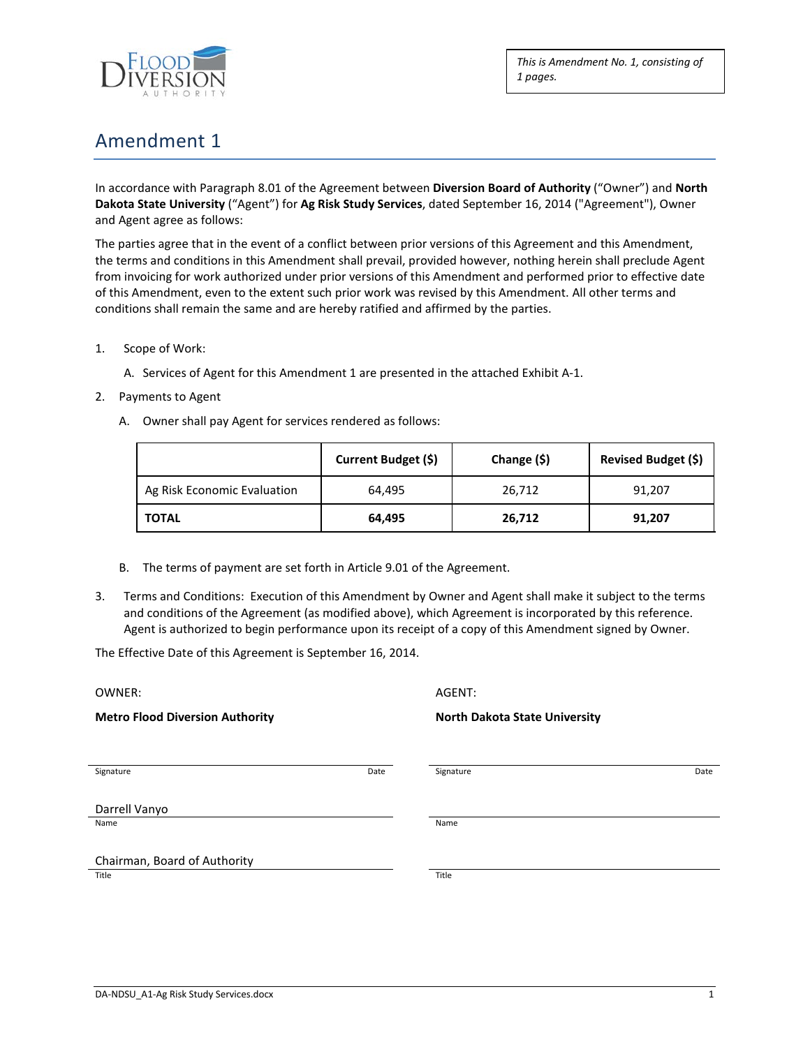This is Amendment No. 1, consisting of 1 pages.

# Amendment 1

In accordance with Paragraph 8.01 of the Agreement between **Diversion Board of Authority** ("Owner") and **North Dakota State University** ("Agent") for **Ag Risk Study Services**, dated September 16, 2014 ("Agreement"), Owner and Agent agree as follows:

The parties agree that in the event of a conflict between prior versions of this Agreement and this Amendment, the terms and conditions in this Amendment shall prevail, provided however, nothing herein shall preclude Agent from invoicing for work authorized under prior versions of this Amendment and performed prior to effective date of this Amendment, even to the extent such prior work was revised by this Amendment. All other terms and conditions shall remain the same and are hereby ratified and affirmed by the parties.

1. Scope of Work:
   A. Services of Agent for this Amendment 1 are presented in the attached Exhibit A-1.
2. Payments to Agent
   A. Owner shall pay Agent for services rendered as follows:

| | Current Budget ($) | Change ($) | Revised Budget ($) |
|---|---|---|---|
| Ag Risk Economic Evaluation | 64,495 | 26,712 | 91,207 |
| **TOTAL** | **64,495** | **26,712** | **91,207** |

   B. The terms of payment are set forth in Article 9.01 of the Agreement.
3. Terms and Conditions: Execution of this Amendment by Owner and Agent shall make it subject to the terms and conditions of the Agreement (as modified above), which Agreement is incorporated by this reference. Agent is authorized to begin performance upon its receipt of a copy of this Amendment signed by Owner.

The Effective Date of this Agreement is September 16, 2014.

OWNER:

**Metro Flood Diversion Authority**

Signature _______________ Date _______________

Darrell Vanyo
Name

Chairman, Board of Authority
Title

AGENT:

**North Dakota State University**

Signature _______________ Date _______________

Name _______________

Title _______________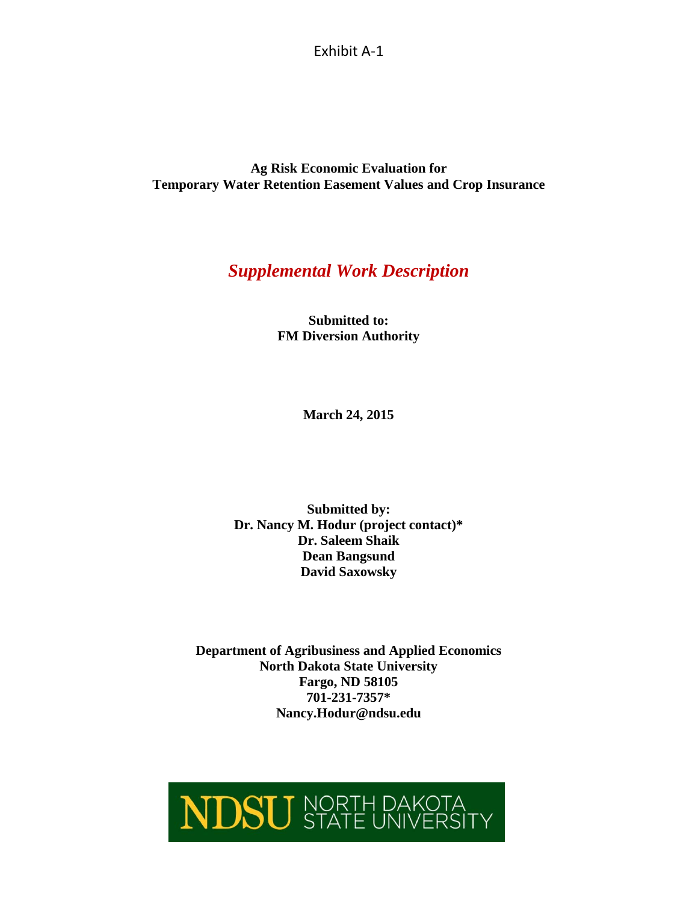Exhibit A-1

**Ag Risk Economic Evaluation for**
**Temporary Water Retention Easement Values and Crop Insurance**

# *Supplemental Work Description*

**Submitted to:**
**FM Diversion Authority**

**March 24, 2015**

**Submitted by:**
**Dr. Nancy M. Hodur (project contact)***
**Dr. Saleem Shaik**
**Dean Bangsund**
**David Saxowsky**

**Department of Agribusiness and Applied Economics**
**North Dakota State University**
**Fargo, ND 58105**
**701-231-7357***
**Nancy.Hodur@ndsu.edu**

NDSU NORTH DAKOTA STATE UNIVERSITY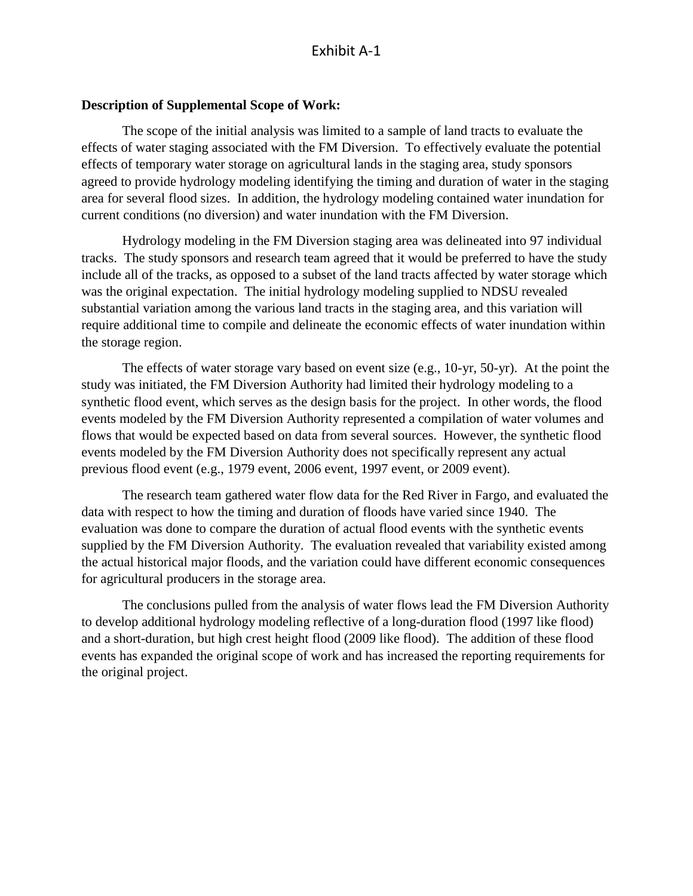# Exhibit A-1

**Description of Supplemental Scope of Work:**

The scope of the initial analysis was limited to a sample of land tracts to evaluate the effects of water staging associated with the FM Diversion. To effectively evaluate the potential effects of temporary water storage on agricultural lands in the staging area, study sponsors agreed to provide hydrology modeling identifying the timing and duration of water in the staging area for several flood sizes. In addition, the hydrology modeling contained water inundation for current conditions (no diversion) and water inundation with the FM Diversion.

Hydrology modeling in the FM Diversion staging area was delineated into 97 individual tracks. The study sponsors and research team agreed that it would be preferred to have the study include all of the tracks, as opposed to a subset of the land tracts affected by water storage which was the original expectation. The initial hydrology modeling supplied to NDSU revealed substantial variation among the various land tracts in the staging area, and this variation will require additional time to compile and delineate the economic effects of water inundation within the storage region.

The effects of water storage vary based on event size (e.g., 10-yr, 50-yr). At the point the study was initiated, the FM Diversion Authority had limited their hydrology modeling to a synthetic flood event, which serves as the design basis for the project. In other words, the flood events modeled by the FM Diversion Authority represented a compilation of water volumes and flows that would be expected based on data from several sources. However, the synthetic flood events modeled by the FM Diversion Authority does not specifically represent any actual previous flood event (e.g., 1979 event, 2006 event, 1997 event, or 2009 event).

The research team gathered water flow data for the Red River in Fargo, and evaluated the data with respect to how the timing and duration of floods have varied since 1940. The evaluation was done to compare the duration of actual flood events with the synthetic events supplied by the FM Diversion Authority. The evaluation revealed that variability existed among the actual historical major floods, and the variation could have different economic consequences for agricultural producers in the storage area.

The conclusions pulled from the analysis of water flows lead the FM Diversion Authority to develop additional hydrology modeling reflective of a long-duration flood (1997 like flood) and a short-duration, but high crest height flood (2009 like flood). The addition of these flood events has expanded the original scope of work and has increased the reporting requirements for the original project.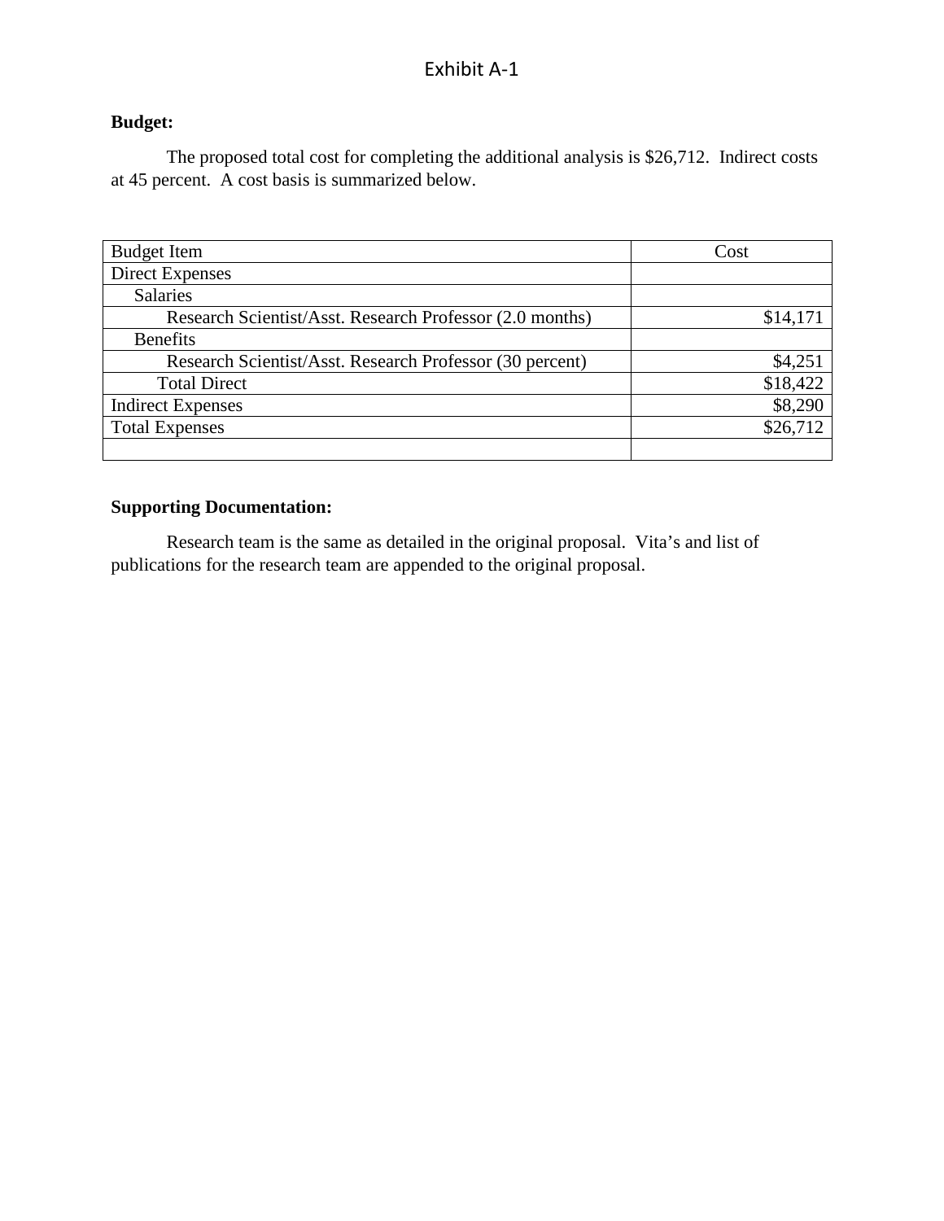# Exhibit A-1

**Budget:**

The proposed total cost for completing the additional analysis is $26,712. Indirect costs at 45 percent. A cost basis is summarized below.

| Budget Item | Cost |
|---|---|
| Direct Expenses | |
| Salaries | |
| Research Scientist/Asst. Research Professor (2.0 months) | $14,171 |
| Benefits | |
| Research Scientist/Asst. Research Professor (30 percent) | $4,251 |
| Total Direct | $18,422 |
| Indirect Expenses | $8,290 |
| Total Expenses | $26,712 |
| | |

**Supporting Documentation:**

Research team is the same as detailed in the original proposal. Vita's and list of publications for the research team are appended to the original proposal.